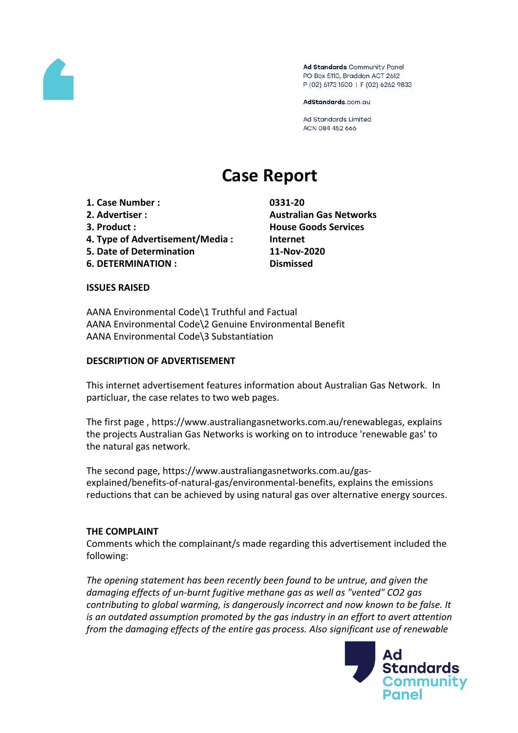Ad Standards Community Panel
PO Box 5110, Braddon ACT 2612
P (02) 6173 1500 | F (02) 6262 9833

AdStandards.com.au

Ad Standards Limited
ACN 084 452 666

# Case Report

| | |
|---|---|
| **1. Case Number :** | **0331-20** |
| **2. Advertiser :** | **Australian Gas Networks** |
| **3. Product :** | **House Goods Services** |
| **4. Type of Advertisement/Media :** | **Internet** |
| **5. Date of Determination** | **11-Nov-2020** |
| **6. DETERMINATION :** | **Dismissed** |

**ISSUES RAISED**

AANA Environmental Code\1 Truthful and Factual
AANA Environmental Code\2 Genuine Environmental Benefit
AANA Environmental Code\3 Substantiation

**DESCRIPTION OF ADVERTISEMENT**

This internet advertisement features information about Australian Gas Network. In particluar, the case relates to two web pages.

The first page , https://www.australiangasnetworks.com.au/renewablegas, explains the projects Australian Gas Networks is working on to introduce 'renewable gas' to the natural gas network.

The second page, https://www.australiangasnetworks.com.au/gas-explained/benefits-of-natural-gas/environmental-benefits, explains the emissions reductions that can be achieved by using natural gas over alternative energy sources.

**THE COMPLAINT**

Comments which the complainant/s made regarding this advertisement included the following:

*The opening statement has been recently been found to be untrue, and given the damaging effects of un-burnt fugitive methane gas as well as "vented" $CO_2$ gas contributing to global warming, is dangerously incorrect and now known to be false. It is an outdated assumption promoted by the gas industry in an effort to avert attention from the damaging effects of the entire gas process. Also significant use of renewable*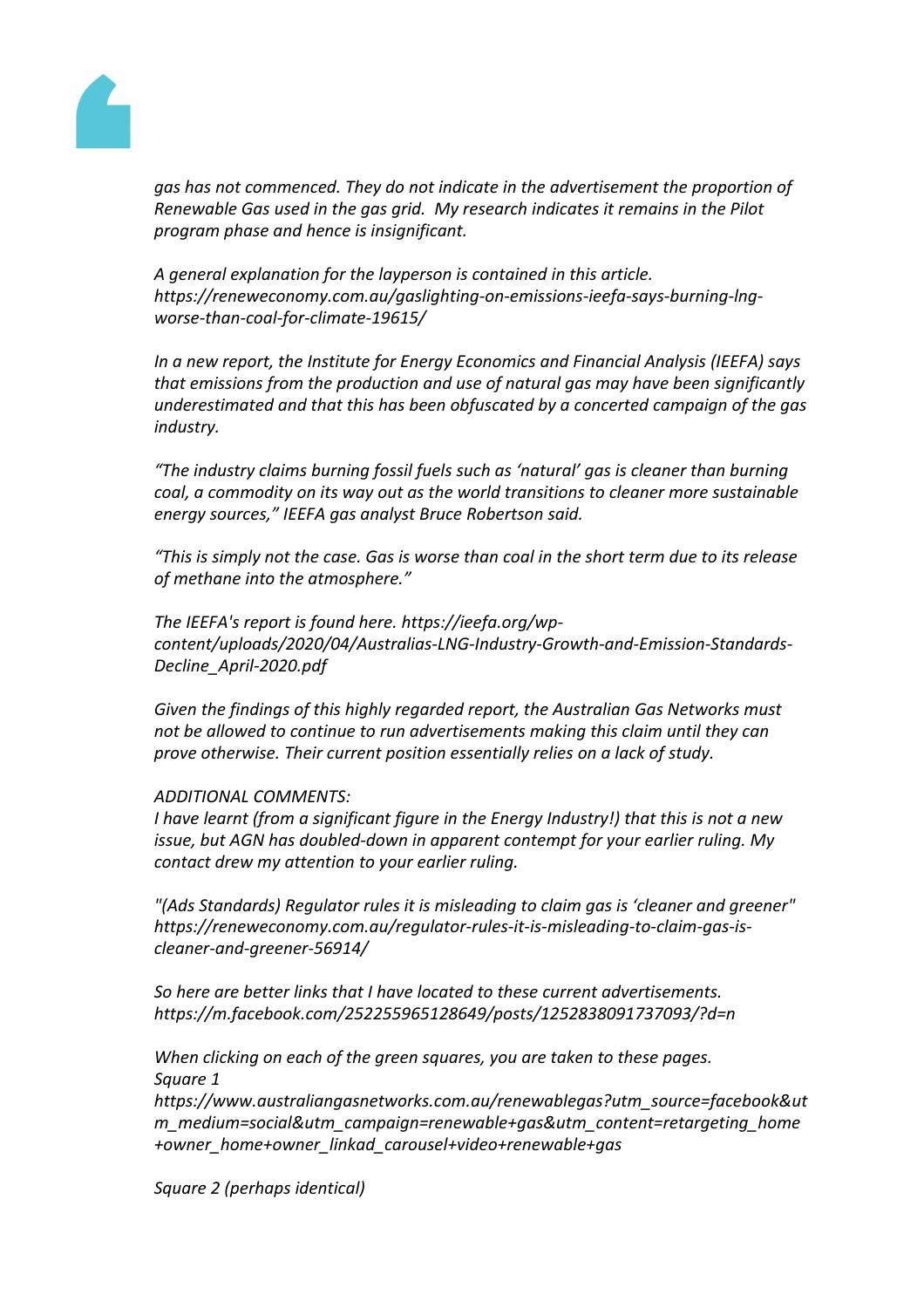*gas has not commenced. They do not indicate in the advertisement the proportion of Renewable Gas used in the gas grid. My research indicates it remains in the Pilot program phase and hence is insignificant.*

*A general explanation for the layperson is contained in this article. https://reneweconomy.com.au/gaslighting-on-emissions-ieefa-says-burning-lng-worse-than-coal-for-climate-19615/*

*In a new report, the Institute for Energy Economics and Financial Analysis (IEEFA) says that emissions from the production and use of natural gas may have been significantly underestimated and that this has been obfuscated by a concerted campaign of the gas industry.*

*"The industry claims burning fossil fuels such as 'natural' gas is cleaner than burning coal, a commodity on its way out as the world transitions to cleaner more sustainable energy sources," IEEFA gas analyst Bruce Robertson said.*

*"This is simply not the case. Gas is worse than coal in the short term due to its release of methane into the atmosphere."*

*The IEEFA's report is found here. https://ieefa.org/wp-content/uploads/2020/04/Australias-LNG-Industry-Growth-and-Emission-Standards-Decline_April-2020.pdf*

*Given the findings of this highly regarded report, the Australian Gas Networks must not be allowed to continue to run advertisements making this claim until they can prove otherwise. Their current position essentially relies on a lack of study.*

*ADDITIONAL COMMENTS:*
*I have learnt (from a significant figure in the Energy Industry!) that this is not a new issue, but AGN has doubled-down in apparent contempt for your earlier ruling. My contact drew my attention to your earlier ruling.*

*"(Ads Standards) Regulator rules it is misleading to claim gas is 'cleaner and greener" https://reneweconomy.com.au/regulator-rules-it-is-misleading-to-claim-gas-is-cleaner-and-greener-56914/*

*So here are better links that I have located to these current advertisements. https://m.facebook.com/252255965128649/posts/1252838091737093/?d=n*

*When clicking on each of the green squares, you are taken to these pages.*
*Square 1*
*https://www.australiangasnetworks.com.au/renewablegas?utm_source=facebook&utm_medium=social&utm_campaign=renewable+gas&utm_content=retargeting_home+owner_home+owner_linkad_carousel+video+renewable+gas*

*Square 2 (perhaps identical)*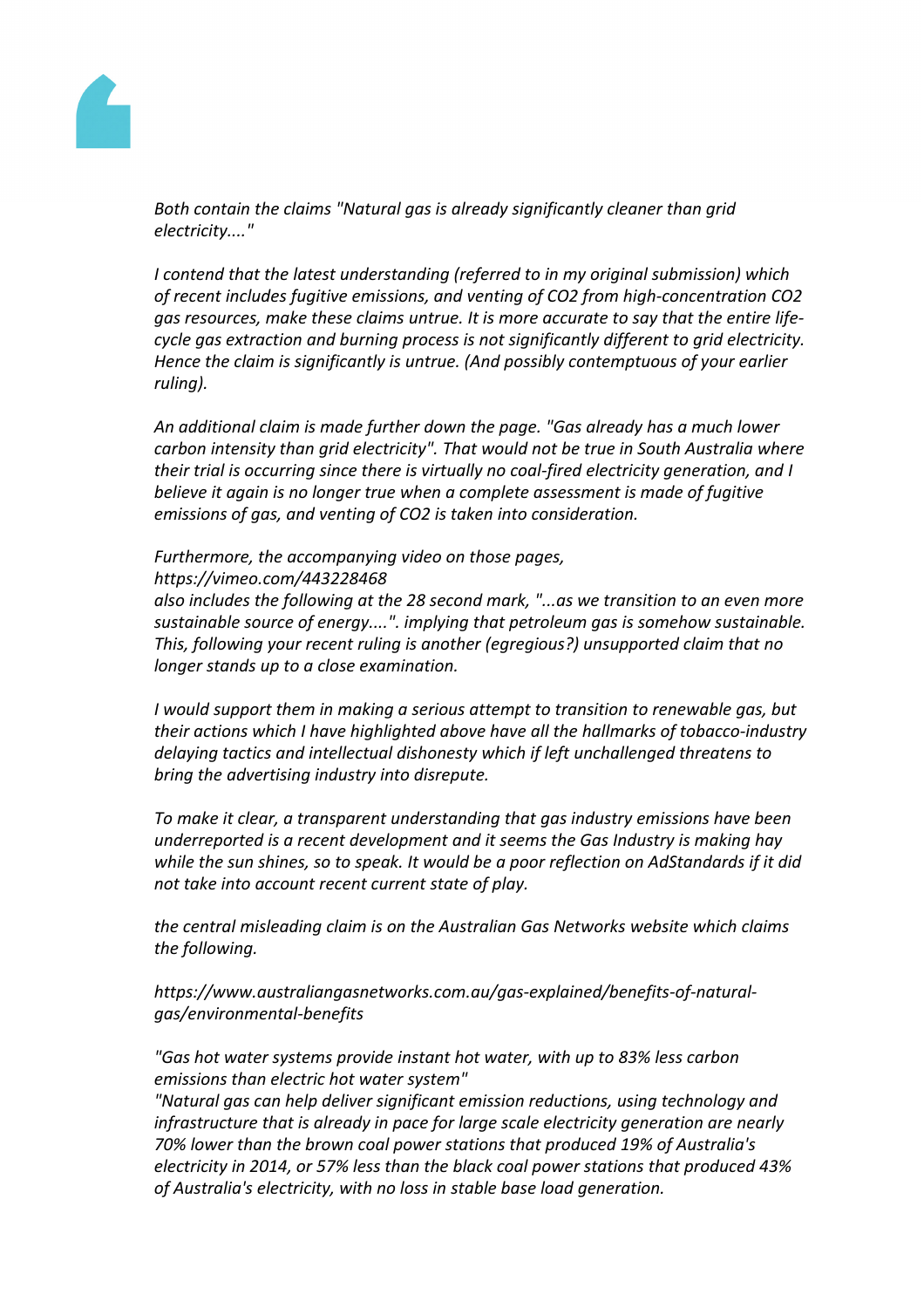*Both contain the claims "Natural gas is already significantly cleaner than grid electricity...."*

*I contend that the latest understanding (referred to in my original submission) which of recent includes fugitive emissions, and venting of $CO_2$ from high-concentration $CO_2$ gas resources, make these claims untrue. It is more accurate to say that the entire life-cycle gas extraction and burning process is not significantly different to grid electricity. Hence the claim is significantly is untrue. (And possibly contemptuous of your earlier ruling).*

*An additional claim is made further down the page. "Gas already has a much lower carbon intensity than grid electricity". That would not be true in South Australia where their trial is occurring since there is virtually no coal-fired electricity generation, and I believe it again is no longer true when a complete assessment is made of fugitive emissions of gas, and venting of $CO_2$ is taken into consideration.*

*Furthermore, the accompanying video on those pages,*
*https://vimeo.com/443228468*
*also includes the following at the 28 second mark, "...as we transition to an even more sustainable source of energy....". implying that petroleum gas is somehow sustainable. This, following your recent ruling is another (egregious?) unsupported claim that no longer stands up to a close examination.*

*I would support them in making a serious attempt to transition to renewable gas, but their actions which I have highlighted above have all the hallmarks of tobacco-industry delaying tactics and intellectual dishonesty which if left unchallenged threatens to bring the advertising industry into disrepute.*

*To make it clear, a transparent understanding that gas industry emissions have been underreported is a recent development and it seems the Gas Industry is making hay while the sun shines, so to speak. It would be a poor reflection on AdStandards if it did not take into account recent current state of play.*

*the central misleading claim is on the Australian Gas Networks website which claims the following.*

*https://www.australiangasnetworks.com.au/gas-explained/benefits-of-natural-gas/environmental-benefits*

*"Gas hot water systems provide instant hot water, with up to 83% less carbon emissions than electric hot water system"*
*"Natural gas can help deliver significant emission reductions, using technology and infrastructure that is already in pace for large scale electricity generation are nearly 70% lower than the brown coal power stations that produced 19% of Australia's electricity in 2014, or 57% less than the black coal power stations that produced 43% of Australia's electricity, with no loss in stable base load generation.*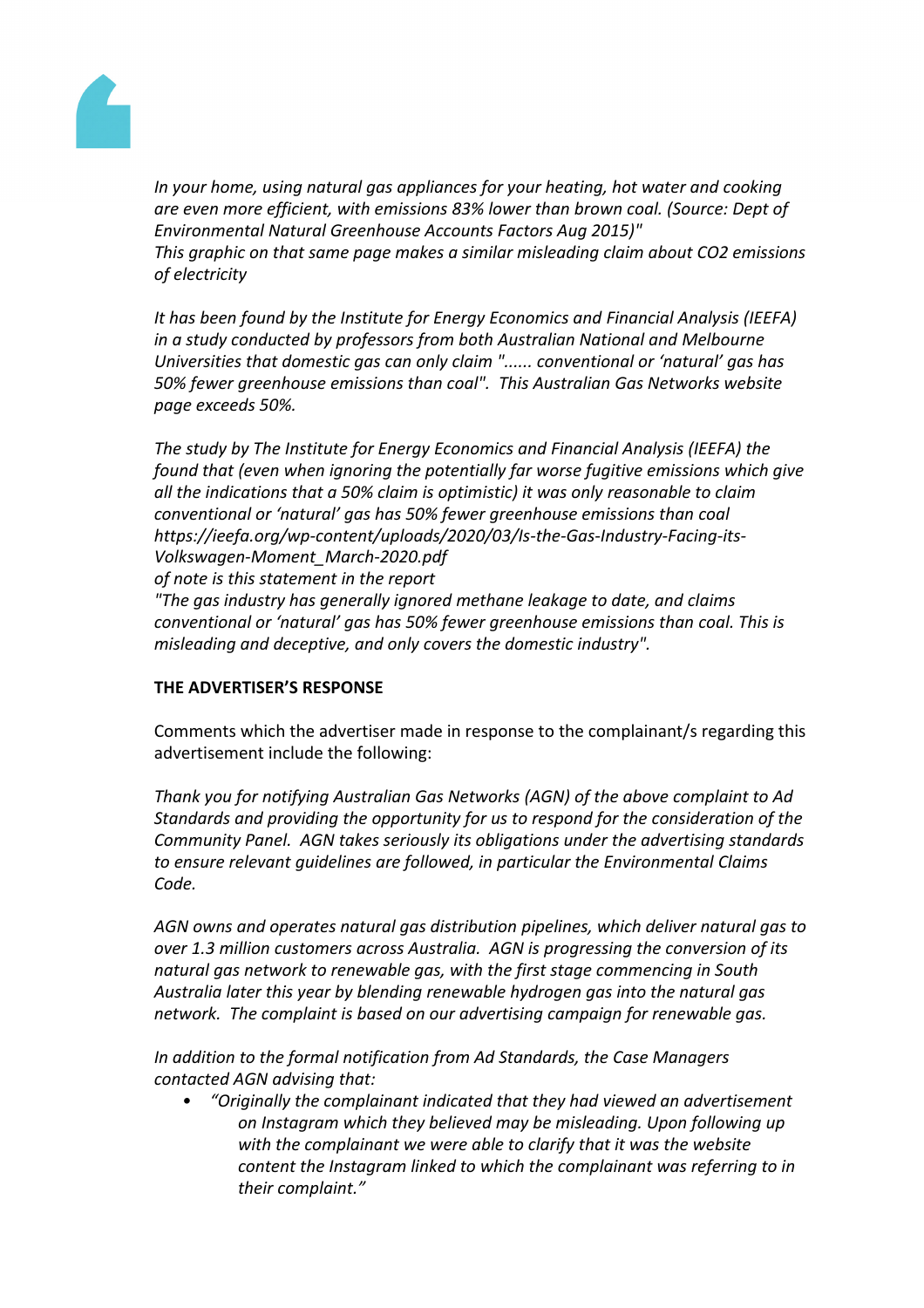*In your home, using natural gas appliances for your heating, hot water and cooking are even more efficient, with emissions 83% lower than brown coal. (Source: Dept of Environmental Natural Greenhouse Accounts Factors Aug 2015)"*
*This graphic on that same page makes a similar misleading claim about CO2 emissions of electricity*

*It has been found by the Institute for Energy Economics and Financial Analysis (IEEFA) in a study conducted by professors from both Australian National and Melbourne Universities that domestic gas can only claim "...... conventional or 'natural' gas has 50% fewer greenhouse emissions than coal". This Australian Gas Networks website page exceeds 50%.*

*The study by The Institute for Energy Economics and Financial Analysis (IEEFA) the found that (even when ignoring the potentially far worse fugitive emissions which give all the indications that a 50% claim is optimistic) it was only reasonable to claim conventional or 'natural' gas has 50% fewer greenhouse emissions than coal https://ieefa.org/wp-content/uploads/2020/03/Is-the-Gas-Industry-Facing-its-Volkswagen-Moment_March-2020.pdf*
*of note is this statement in the report*
*"The gas industry has generally ignored methane leakage to date, and claims conventional or 'natural' gas has 50% fewer greenhouse emissions than coal. This is misleading and deceptive, and only covers the domestic industry".*

**THE ADVERTISER'S RESPONSE**

Comments which the advertiser made in response to the complainant/s regarding this advertisement include the following:

*Thank you for notifying Australian Gas Networks (AGN) of the above complaint to Ad Standards and providing the opportunity for us to respond for the consideration of the Community Panel. AGN takes seriously its obligations under the advertising standards to ensure relevant guidelines are followed, in particular the Environmental Claims Code.*

*AGN owns and operates natural gas distribution pipelines, which deliver natural gas to over 1.3 million customers across Australia. AGN is progressing the conversion of its natural gas network to renewable gas, with the first stage commencing in South Australia later this year by blending renewable hydrogen gas into the natural gas network. The complaint is based on our advertising campaign for renewable gas.*

*In addition to the formal notification from Ad Standards, the Case Managers contacted AGN advising that:*

- *"Originally the complainant indicated that they had viewed an advertisement on Instagram which they believed may be misleading. Upon following up with the complainant we were able to clarify that it was the website content the Instagram linked to which the complainant was referring to in their complaint."*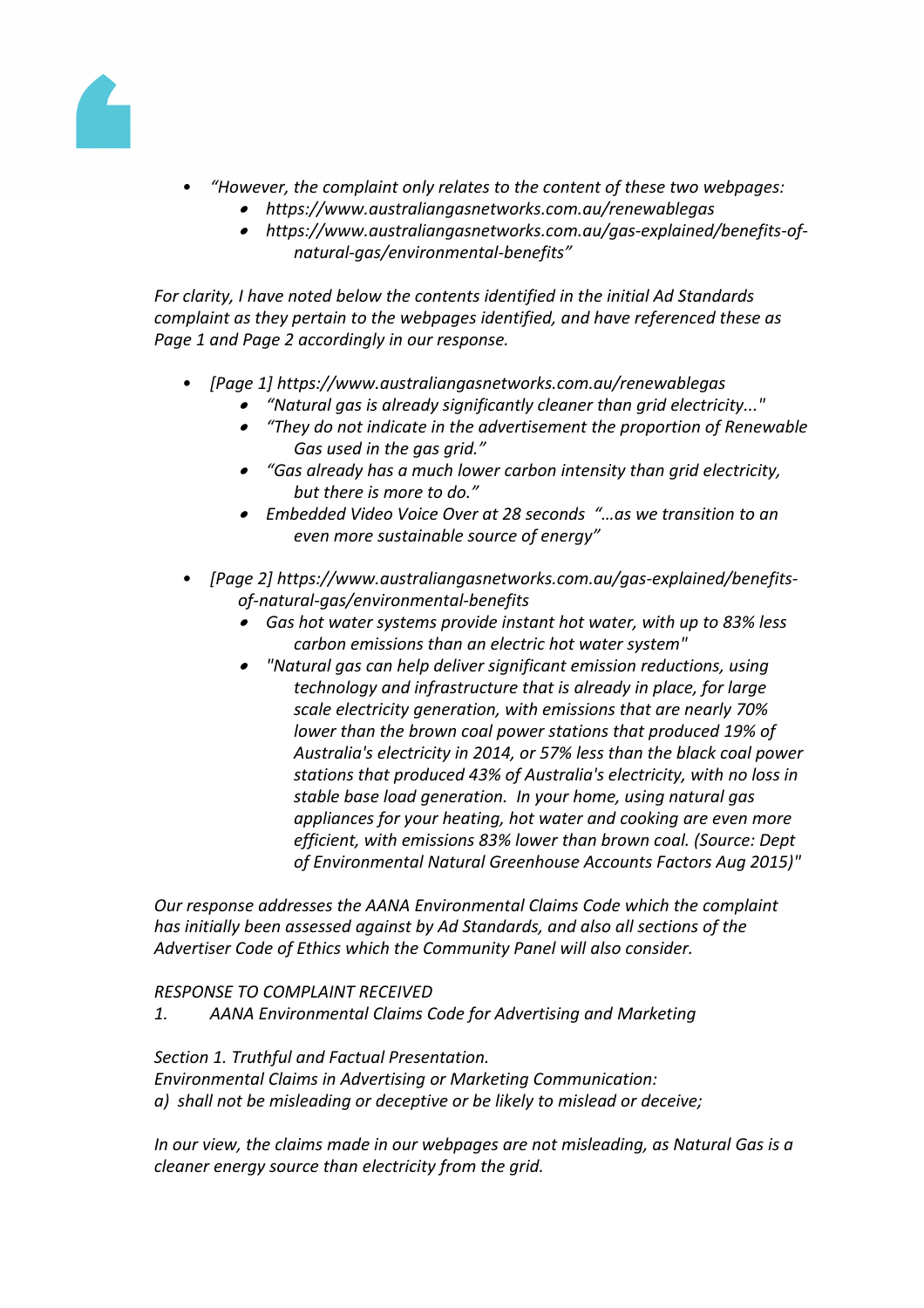- *“However, the complaint only relates to the content of these two webpages:*
    - *https://www.australiangasnetworks.com.au/renewablegas*
    - *https://www.australiangasnetworks.com.au/gas-explained/benefits-of-natural-gas/environmental-benefits”*

*For clarity, I have noted below the contents identified in the initial Ad Standards complaint as they pertain to the webpages identified, and have referenced these as Page 1 and Page 2 accordingly in our response.*

- *[Page 1] https://www.australiangasnetworks.com.au/renewablegas*
    - *“Natural gas is already significantly cleaner than grid electricity..."*
    - *“They do not indicate in the advertisement the proportion of Renewable Gas used in the gas grid.”*
    - *“Gas already has a much lower carbon intensity than grid electricity, but there is more to do.”*
    - *Embedded Video Voice Over at 28 seconds “...as we transition to an even more sustainable source of energy”*
- *[Page 2] https://www.australiangasnetworks.com.au/gas-explained/benefits-of-natural-gas/environmental-benefits*
    - *Gas hot water systems provide instant hot water, with up to 83% less carbon emissions than an electric hot water system"*
    - *"Natural gas can help deliver significant emission reductions, using technology and infrastructure that is already in place, for large scale electricity generation, with emissions that are nearly 70% lower than the brown coal power stations that produced 19% of Australia's electricity in 2014, or 57% less than the black coal power stations that produced 43% of Australia's electricity, with no loss in stable base load generation. In your home, using natural gas appliances for your heating, hot water and cooking are even more efficient, with emissions 83% lower than brown coal. (Source: Dept of Environmental Natural Greenhouse Accounts Factors Aug 2015)"*

*Our response addresses the AANA Environmental Claims Code which the complaint has initially been assessed against by Ad Standards, and also all sections of the Advertiser Code of Ethics which the Community Panel will also consider.*

*RESPONSE TO COMPLAINT RECEIVED*

*1. AANA Environmental Claims Code for Advertising and Marketing*

*Section 1. Truthful and Factual Presentation.*
*Environmental Claims in Advertising or Marketing Communication:*
*a) shall not be misleading or deceptive or be likely to mislead or deceive;*

*In our view, the claims made in our webpages are not misleading, as Natural Gas is a cleaner energy source than electricity from the grid.*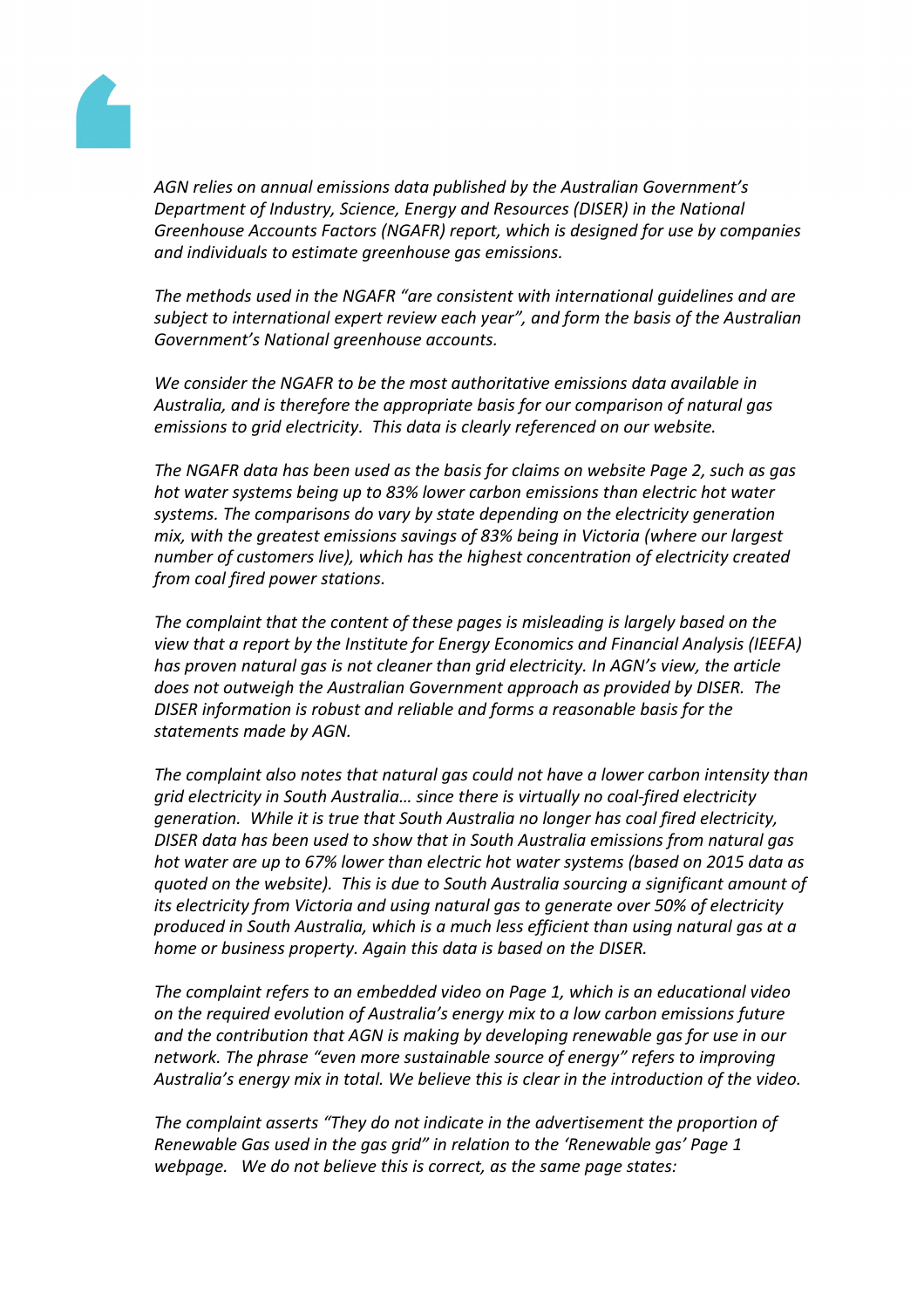*AGN relies on annual emissions data published by the Australian Government's Department of Industry, Science, Energy and Resources (DISER) in the National Greenhouse Accounts Factors (NGAFR) report, which is designed for use by companies and individuals to estimate greenhouse gas emissions.*

*The methods used in the NGAFR "are consistent with international guidelines and are subject to international expert review each year", and form the basis of the Australian Government's National greenhouse accounts.*

*We consider the NGAFR to be the most authoritative emissions data available in Australia, and is therefore the appropriate basis for our comparison of natural gas emissions to grid electricity. This data is clearly referenced on our website.*

*The NGAFR data has been used as the basis for claims on website Page 2, such as gas hot water systems being up to 83% lower carbon emissions than electric hot water systems. The comparisons do vary by state depending on the electricity generation mix, with the greatest emissions savings of 83% being in Victoria (where our largest number of customers live), which has the highest concentration of electricity created from coal fired power stations.*

*The complaint that the content of these pages is misleading is largely based on the view that a report by the Institute for Energy Economics and Financial Analysis (IEEFA) has proven natural gas is not cleaner than grid electricity. In AGN's view, the article does not outweigh the Australian Government approach as provided by DISER. The DISER information is robust and reliable and forms a reasonable basis for the statements made by AGN.*

*The complaint also notes that natural gas could not have a lower carbon intensity than grid electricity in South Australia… since there is virtually no coal-fired electricity generation. While it is true that South Australia no longer has coal fired electricity, DISER data has been used to show that in South Australia emissions from natural gas hot water are up to 67% lower than electric hot water systems (based on 2015 data as quoted on the website). This is due to South Australia sourcing a significant amount of its electricity from Victoria and using natural gas to generate over 50% of electricity produced in South Australia, which is a much less efficient than using natural gas at a home or business property. Again this data is based on the DISER.*

*The complaint refers to an embedded video on Page 1, which is an educational video on the required evolution of Australia's energy mix to a low carbon emissions future and the contribution that AGN is making by developing renewable gas for use in our network. The phrase "even more sustainable source of energy" refers to improving Australia's energy mix in total. We believe this is clear in the introduction of the video.*

*The complaint asserts "They do not indicate in the advertisement the proportion of Renewable Gas used in the gas grid" in relation to the 'Renewable gas' Page 1 webpage. We do not believe this is correct, as the same page states:*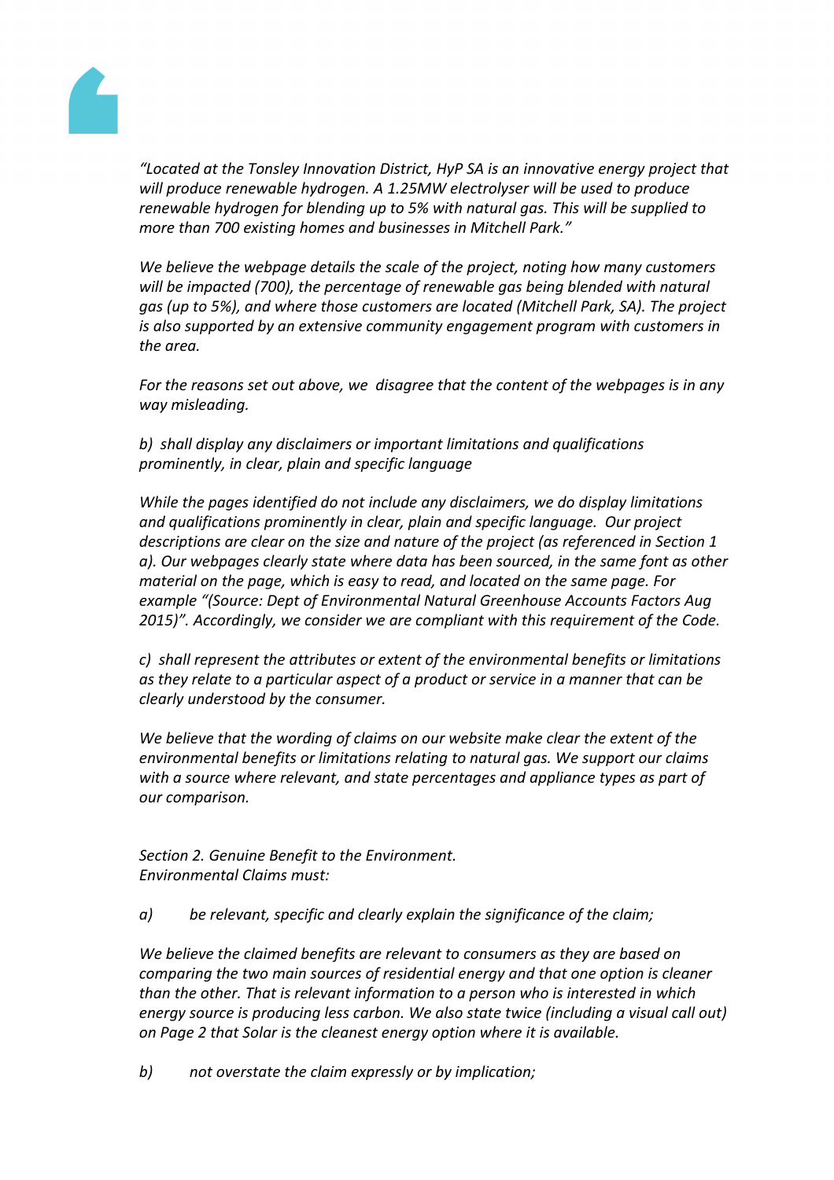*"Located at the Tonsley Innovation District, HyP SA is an innovative energy project that will produce renewable hydrogen. A 1.25MW electrolyser will be used to produce renewable hydrogen for blending up to 5% with natural gas. This will be supplied to more than 700 existing homes and businesses in Mitchell Park."*

*We believe the webpage details the scale of the project, noting how many customers will be impacted (700), the percentage of renewable gas being blended with natural gas (up to 5%), and where those customers are located (Mitchell Park, SA). The project is also supported by an extensive community engagement program with customers in the area.*

*For the reasons set out above, we disagree that the content of the webpages is in any way misleading.*

*b) shall display any disclaimers or important limitations and qualifications prominently, in clear, plain and specific language*

*While the pages identified do not include any disclaimers, we do display limitations and qualifications prominently in clear, plain and specific language. Our project descriptions are clear on the size and nature of the project (as referenced in Section 1 a). Our webpages clearly state where data has been sourced, in the same font as other material on the page, which is easy to read, and located on the same page. For example "(Source: Dept of Environmental Natural Greenhouse Accounts Factors Aug 2015)". Accordingly, we consider we are compliant with this requirement of the Code.*

*c) shall represent the attributes or extent of the environmental benefits or limitations as they relate to a particular aspect of a product or service in a manner that can be clearly understood by the consumer.*

*We believe that the wording of claims on our website make clear the extent of the environmental benefits or limitations relating to natural gas. We support our claims with a source where relevant, and state percentages and appliance types as part of our comparison.*

*Section 2. Genuine Benefit to the Environment.*
*Environmental Claims must:*

*a) be relevant, specific and clearly explain the significance of the claim;*

*We believe the claimed benefits are relevant to consumers as they are based on comparing the two main sources of residential energy and that one option is cleaner than the other. That is relevant information to a person who is interested in which energy source is producing less carbon. We also state twice (including a visual call out) on Page 2 that Solar is the cleanest energy option where it is available.*

*b) not overstate the claim expressly or by implication;*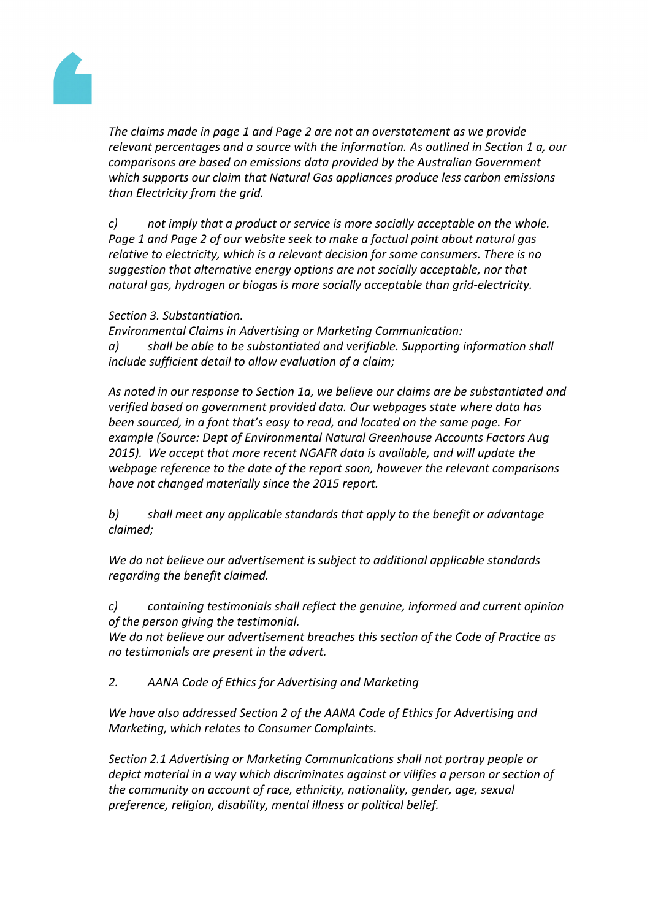*The claims made in page 1 and Page 2 are not an overstatement as we provide relevant percentages and a source with the information. As outlined in Section 1 a, our comparisons are based on emissions data provided by the Australian Government which supports our claim that Natural Gas appliances produce less carbon emissions than Electricity from the grid.*

*c) not imply that a product or service is more socially acceptable on the whole. Page 1 and Page 2 of our website seek to make a factual point about natural gas relative to electricity, which is a relevant decision for some consumers. There is no suggestion that alternative energy options are not socially acceptable, nor that natural gas, hydrogen or biogas is more socially acceptable than grid-electricity.*

*Section 3. Substantiation.*
*Environmental Claims in Advertising or Marketing Communication:*
*a) shall be able to be substantiated and verifiable. Supporting information shall include sufficient detail to allow evaluation of a claim;*

*As noted in our response to Section 1a, we believe our claims are be substantiated and verified based on government provided data. Our webpages state where data has been sourced, in a font that's easy to read, and located on the same page. For example (Source: Dept of Environmental Natural Greenhouse Accounts Factors Aug 2015). We accept that more recent NGAFR data is available, and will update the webpage reference to the date of the report soon, however the relevant comparisons have not changed materially since the 2015 report.*

*b) shall meet any applicable standards that apply to the benefit or advantage claimed;*

*We do not believe our advertisement is subject to additional applicable standards regarding the benefit claimed.*

*c) containing testimonials shall reflect the genuine, informed and current opinion of the person giving the testimonial.*
*We do not believe our advertisement breaches this section of the Code of Practice as no testimonials are present in the advert.*

*2. AANA Code of Ethics for Advertising and Marketing*

*We have also addressed Section 2 of the AANA Code of Ethics for Advertising and Marketing, which relates to Consumer Complaints.*

*Section 2.1 Advertising or Marketing Communications shall not portray people or depict material in a way which discriminates against or vilifies a person or section of the community on account of race, ethnicity, nationality, gender, age, sexual preference, religion, disability, mental illness or political belief.*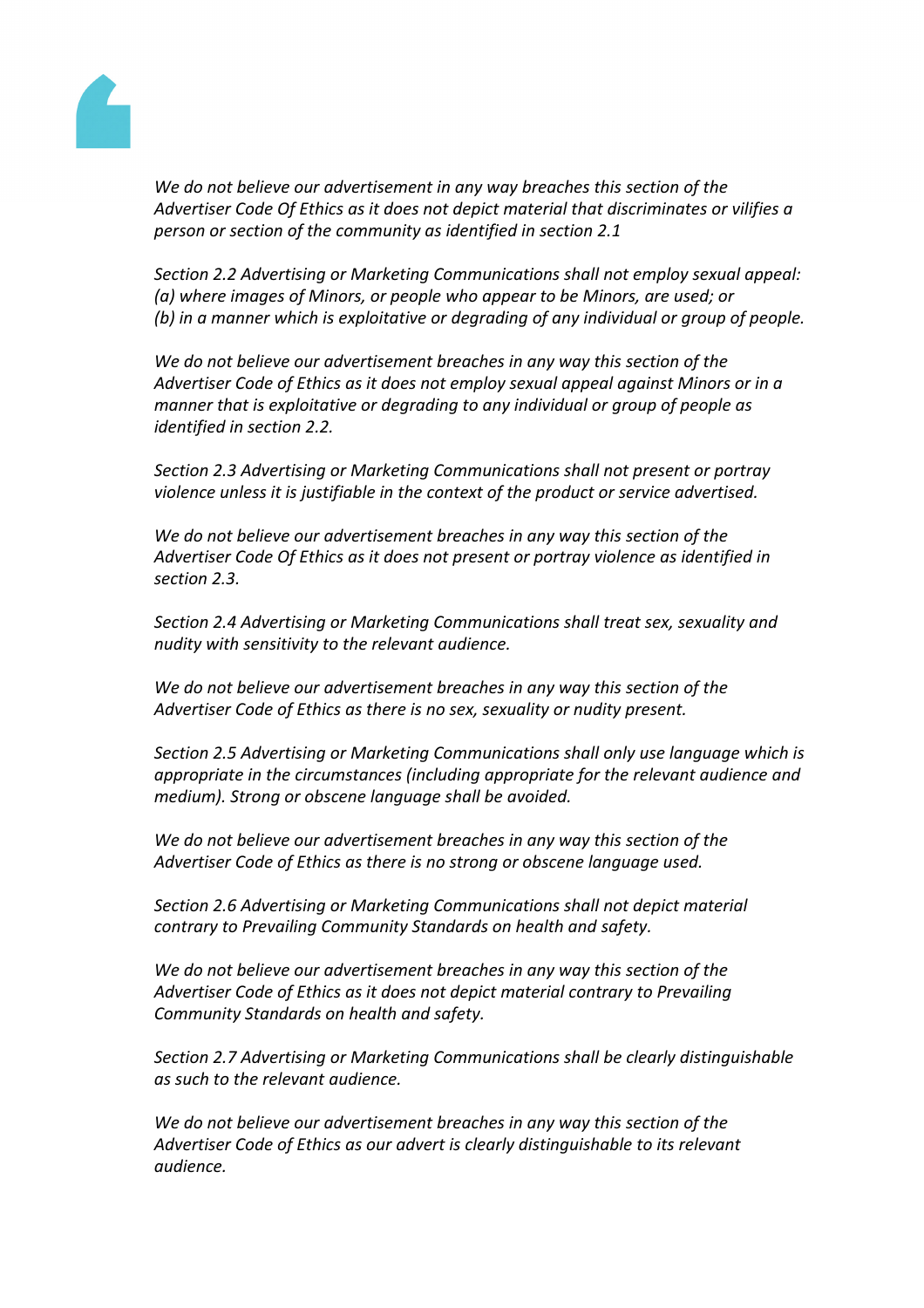*We do not believe our advertisement in any way breaches this section of the Advertiser Code Of Ethics as it does not depict material that discriminates or vilifies a person or section of the community as identified in section 2.1*

*Section 2.2 Advertising or Marketing Communications shall not employ sexual appeal: (a) where images of Minors, or people who appear to be Minors, are used; or (b) in a manner which is exploitative or degrading of any individual or group of people.*

*We do not believe our advertisement breaches in any way this section of the Advertiser Code of Ethics as it does not employ sexual appeal against Minors or in a manner that is exploitative or degrading to any individual or group of people as identified in section 2.2.*

*Section 2.3 Advertising or Marketing Communications shall not present or portray violence unless it is justifiable in the context of the product or service advertised.*

*We do not believe our advertisement breaches in any way this section of the Advertiser Code Of Ethics as it does not present or portray violence as identified in section 2.3.*

*Section 2.4 Advertising or Marketing Communications shall treat sex, sexuality and nudity with sensitivity to the relevant audience.*

*We do not believe our advertisement breaches in any way this section of the Advertiser Code of Ethics as there is no sex, sexuality or nudity present.*

*Section 2.5 Advertising or Marketing Communications shall only use language which is appropriate in the circumstances (including appropriate for the relevant audience and medium). Strong or obscene language shall be avoided.*

*We do not believe our advertisement breaches in any way this section of the Advertiser Code of Ethics as there is no strong or obscene language used.*

*Section 2.6 Advertising or Marketing Communications shall not depict material contrary to Prevailing Community Standards on health and safety.*

*We do not believe our advertisement breaches in any way this section of the Advertiser Code of Ethics as it does not depict material contrary to Prevailing Community Standards on health and safety.*

*Section 2.7 Advertising or Marketing Communications shall be clearly distinguishable as such to the relevant audience.*

*We do not believe our advertisement breaches in any way this section of the Advertiser Code of Ethics as our advert is clearly distinguishable to its relevant audience.*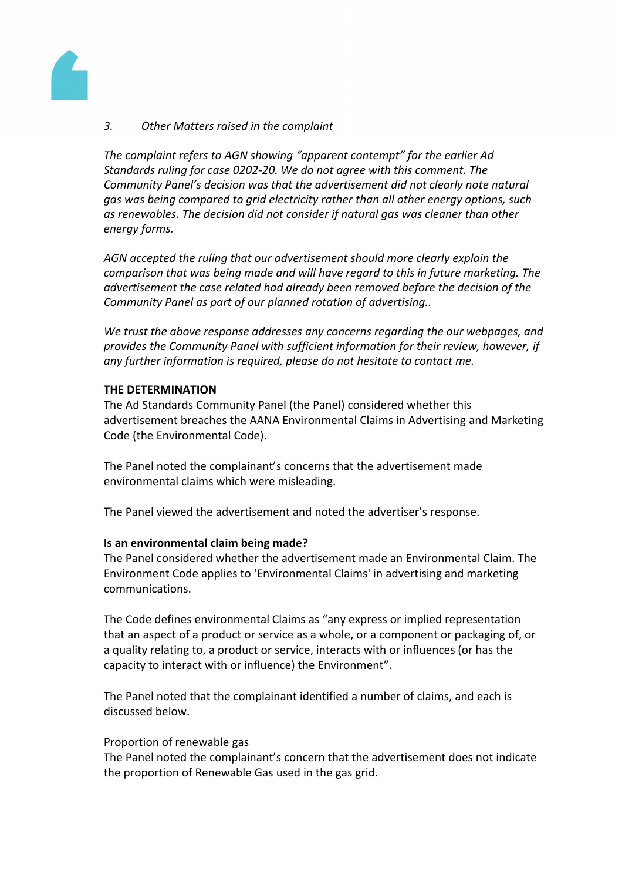*3. Other Matters raised in the complaint*

*The complaint refers to AGN showing "apparent contempt" for the earlier Ad Standards ruling for case 0202-20. We do not agree with this comment. The Community Panel's decision was that the advertisement did not clearly note natural gas was being compared to grid electricity rather than all other energy options, such as renewables. The decision did not consider if natural gas was cleaner than other energy forms.*

*AGN accepted the ruling that our advertisement should more clearly explain the comparison that was being made and will have regard to this in future marketing. The advertisement the case related had already been removed before the decision of the Community Panel as part of our planned rotation of advertising..*

*We trust the above response addresses any concerns regarding the our webpages, and provides the Community Panel with sufficient information for their review, however, if any further information is required, please do not hesitate to contact me.*

**THE DETERMINATION**

The Ad Standards Community Panel (the Panel) considered whether this advertisement breaches the AANA Environmental Claims in Advertising and Marketing Code (the Environmental Code).

The Panel noted the complainant's concerns that the advertisement made environmental claims which were misleading.

The Panel viewed the advertisement and noted the advertiser's response.

**Is an environmental claim being made?**

The Panel considered whether the advertisement made an Environmental Claim. The Environment Code applies to 'Environmental Claims' in advertising and marketing communications.

The Code defines environmental Claims as "any express or implied representation that an aspect of a product or service as a whole, or a component or packaging of, or a quality relating to, a product or service, interacts with or influences (or has the capacity to interact with or influence) the Environment".

The Panel noted that the complainant identified a number of claims, and each is discussed below.

<u>Proportion of renewable gas</u>

The Panel noted the complainant's concern that the advertisement does not indicate the proportion of Renewable Gas used in the gas grid.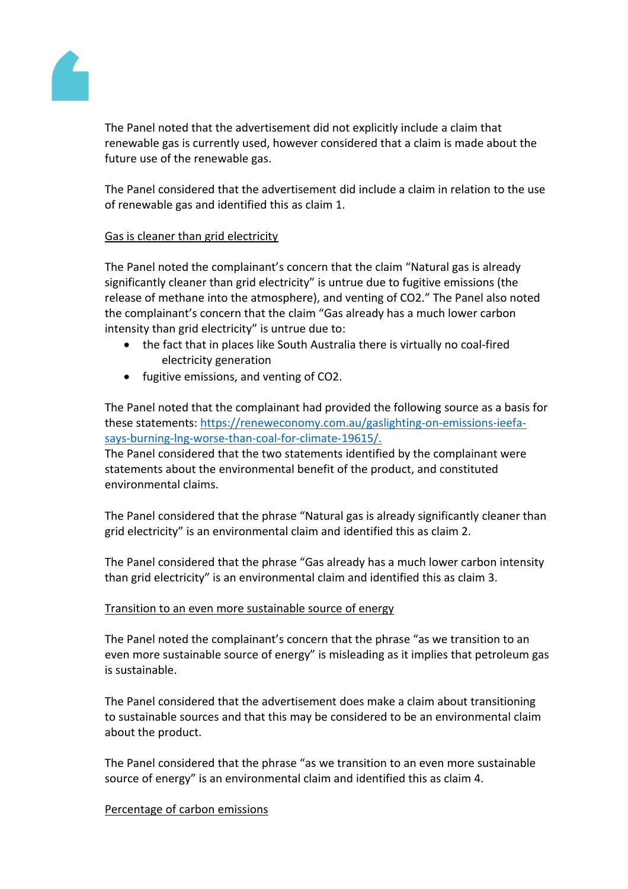The Panel noted that the advertisement did not explicitly include a claim that renewable gas is currently used, however considered that a claim is made about the future use of the renewable gas.

The Panel considered that the advertisement did include a claim in relation to the use of renewable gas and identified this as claim 1.

Gas is cleaner than grid electricity

The Panel noted the complainant's concern that the claim "Natural gas is already significantly cleaner than grid electricity" is untrue due to fugitive emissions (the release of methane into the atmosphere), and venting of CO2." The Panel also noted the complainant's concern that the claim "Gas already has a much lower carbon intensity than grid electricity" is untrue due to:

- the fact that in places like South Australia there is virtually no coal-fired electricity generation
- fugitive emissions, and venting of CO2.

The Panel noted that the complainant had provided the following source as a basis for these statements: [https://reneweconomy.com.au/gaslighting-on-emissions-ieefa-says-burning-lng-worse-than-coal-for-climate-19615/.](https://reneweconomy.com.au/gaslighting-on-emissions-ieefa-says-burning-lng-worse-than-coal-for-climate-19615/)
The Panel considered that the two statements identified by the complainant were statements about the environmental benefit of the product, and constituted environmental claims.

The Panel considered that the phrase "Natural gas is already significantly cleaner than grid electricity" is an environmental claim and identified this as claim 2.

The Panel considered that the phrase "Gas already has a much lower carbon intensity than grid electricity" is an environmental claim and identified this as claim 3.

Transition to an even more sustainable source of energy

The Panel noted the complainant's concern that the phrase "as we transition to an even more sustainable source of energy" is misleading as it implies that petroleum gas is sustainable.

The Panel considered that the advertisement does make a claim about transitioning to sustainable sources and that this may be considered to be an environmental claim about the product.

The Panel considered that the phrase "as we transition to an even more sustainable source of energy" is an environmental claim and identified this as claim 4.

Percentage of carbon emissions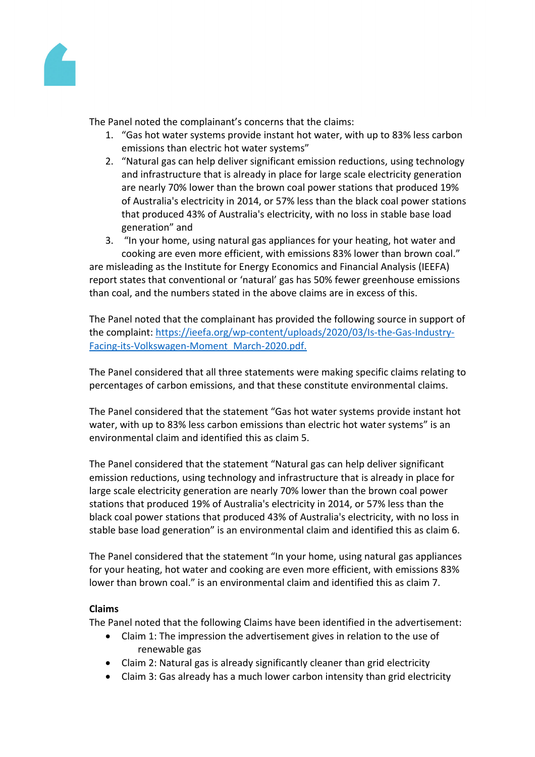The Panel noted the complainant's concerns that the claims:

1. "Gas hot water systems provide instant hot water, with up to 83% less carbon emissions than electric hot water systems"
2. "Natural gas can help deliver significant emission reductions, using technology and infrastructure that is already in place for large scale electricity generation are nearly 70% lower than the brown coal power stations that produced 19% of Australia's electricity in 2014, or 57% less than the black coal power stations that produced 43% of Australia's electricity, with no loss in stable base load generation" and
3. "In your home, using natural gas appliances for your heating, hot water and cooking are even more efficient, with emissions 83% lower than brown coal."

are misleading as the Institute for Energy Economics and Financial Analysis (IEEFA) report states that conventional or 'natural' gas has 50% fewer greenhouse emissions than coal, and the numbers stated in the above claims are in excess of this.

The Panel noted that the complainant has provided the following source in support of the complaint: [https://ieefa.org/wp-content/uploads/2020/03/Is-the-Gas-Industry-Facing-its-Volkswagen-Moment_March-2020.pdf.](https://ieefa.org/wp-content/uploads/2020/03/Is-the-Gas-Industry-Facing-its-Volkswagen-Moment_March-2020.pdf)

The Panel considered that all three statements were making specific claims relating to percentages of carbon emissions, and that these constitute environmental claims.

The Panel considered that the statement "Gas hot water systems provide instant hot water, with up to 83% less carbon emissions than electric hot water systems" is an environmental claim and identified this as claim 5.

The Panel considered that the statement "Natural gas can help deliver significant emission reductions, using technology and infrastructure that is already in place for large scale electricity generation are nearly 70% lower than the brown coal power stations that produced 19% of Australia's electricity in 2014, or 57% less than the black coal power stations that produced 43% of Australia's electricity, with no loss in stable base load generation" is an environmental claim and identified this as claim 6.

The Panel considered that the statement "In your home, using natural gas appliances for your heating, hot water and cooking are even more efficient, with emissions 83% lower than brown coal." is an environmental claim and identified this as claim 7.

**Claims**

The Panel noted that the following Claims have been identified in the advertisement:

- Claim 1: The impression the advertisement gives in relation to the use of renewable gas
- Claim 2: Natural gas is already significantly cleaner than grid electricity
- Claim 3: Gas already has a much lower carbon intensity than grid electricity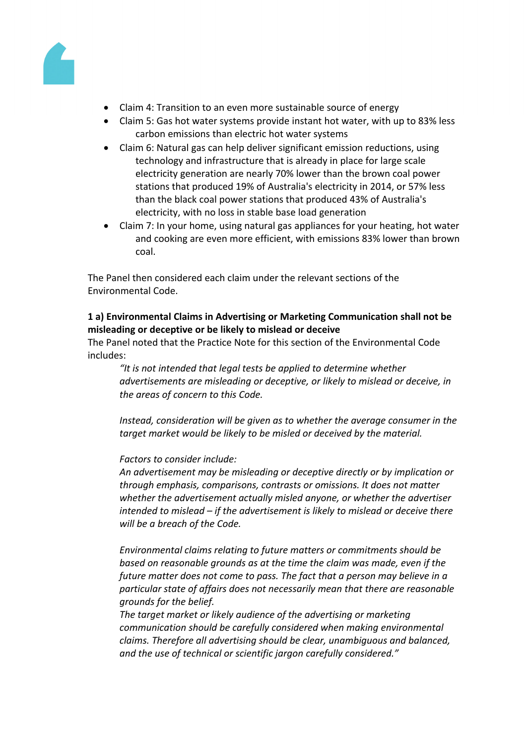- Claim 4: Transition to an even more sustainable source of energy
- Claim 5: Gas hot water systems provide instant hot water, with up to 83% less carbon emissions than electric hot water systems
- Claim 6: Natural gas can help deliver significant emission reductions, using technology and infrastructure that is already in place for large scale electricity generation are nearly 70% lower than the brown coal power stations that produced 19% of Australia's electricity in 2014, or 57% less than the black coal power stations that produced 43% of Australia's electricity, with no loss in stable base load generation
- Claim 7: In your home, using natural gas appliances for your heating, hot water and cooking are even more efficient, with emissions 83% lower than brown coal.

The Panel then considered each claim under the relevant sections of the Environmental Code.

**1 a) Environmental Claims in Advertising or Marketing Communication shall not be misleading or deceptive or be likely to mislead or deceive**

The Panel noted that the Practice Note for this section of the Environmental Code includes:

> *"It is not intended that legal tests be applied to determine whether advertisements are misleading or deceptive, or likely to mislead or deceive, in the areas of concern to this Code.*
>
> *Instead, consideration will be given as to whether the average consumer in the target market would be likely to be misled or deceived by the material.*
>
> *Factors to consider include:*
> *An advertisement may be misleading or deceptive directly or by implication or through emphasis, comparisons, contrasts or omissions. It does not matter whether the advertisement actually misled anyone, or whether the advertiser intended to mislead – if the advertisement is likely to mislead or deceive there will be a breach of the Code.*
>
> *Environmental claims relating to future matters or commitments should be based on reasonable grounds as at the time the claim was made, even if the future matter does not come to pass. The fact that a person may believe in a particular state of affairs does not necessarily mean that there are reasonable grounds for the belief.*
> *The target market or likely audience of the advertising or marketing communication should be carefully considered when making environmental claims. Therefore all advertising should be clear, unambiguous and balanced, and the use of technical or scientific jargon carefully considered."*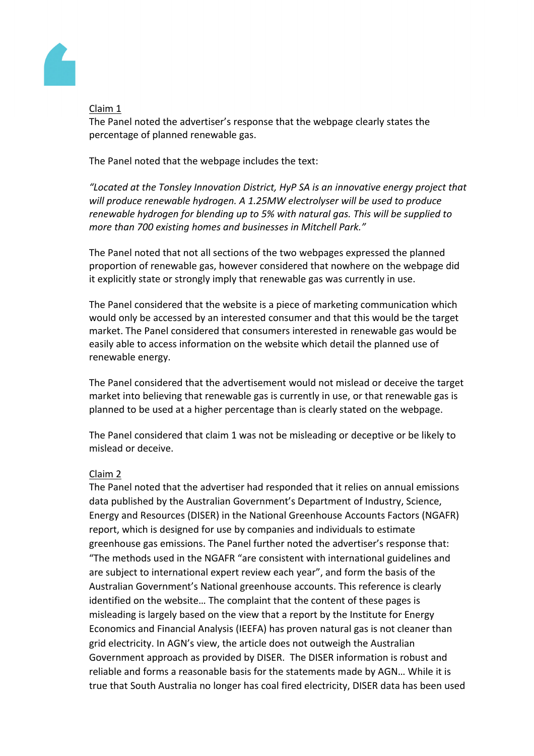Claim 1

The Panel noted the advertiser's response that the webpage clearly states the percentage of planned renewable gas.

The Panel noted that the webpage includes the text:

*"Located at the Tonsley Innovation District, HyP SA is an innovative energy project that will produce renewable hydrogen. A 1.25MW electrolyser will be used to produce renewable hydrogen for blending up to 5% with natural gas. This will be supplied to more than 700 existing homes and businesses in Mitchell Park."*

The Panel noted that not all sections of the two webpages expressed the planned proportion of renewable gas, however considered that nowhere on the webpage did it explicitly state or strongly imply that renewable gas was currently in use.

The Panel considered that the website is a piece of marketing communication which would only be accessed by an interested consumer and that this would be the target market. The Panel considered that consumers interested in renewable gas would be easily able to access information on the website which detail the planned use of renewable energy.

The Panel considered that the advertisement would not mislead or deceive the target market into believing that renewable gas is currently in use, or that renewable gas is planned to be used at a higher percentage than is clearly stated on the webpage.

The Panel considered that claim 1 was not be misleading or deceptive or be likely to mislead or deceive.

Claim 2

The Panel noted that the advertiser had responded that it relies on annual emissions data published by the Australian Government's Department of Industry, Science, Energy and Resources (DISER) in the National Greenhouse Accounts Factors (NGAFR) report, which is designed for use by companies and individuals to estimate greenhouse gas emissions. The Panel further noted the advertiser's response that: "The methods used in the NGAFR "are consistent with international guidelines and are subject to international expert review each year", and form the basis of the Australian Government's National greenhouse accounts. This reference is clearly identified on the website… The complaint that the content of these pages is misleading is largely based on the view that a report by the Institute for Energy Economics and Financial Analysis (IEEFA) has proven natural gas is not cleaner than grid electricity. In AGN's view, the article does not outweigh the Australian Government approach as provided by DISER. The DISER information is robust and reliable and forms a reasonable basis for the statements made by AGN… While it is true that South Australia no longer has coal fired electricity, DISER data has been used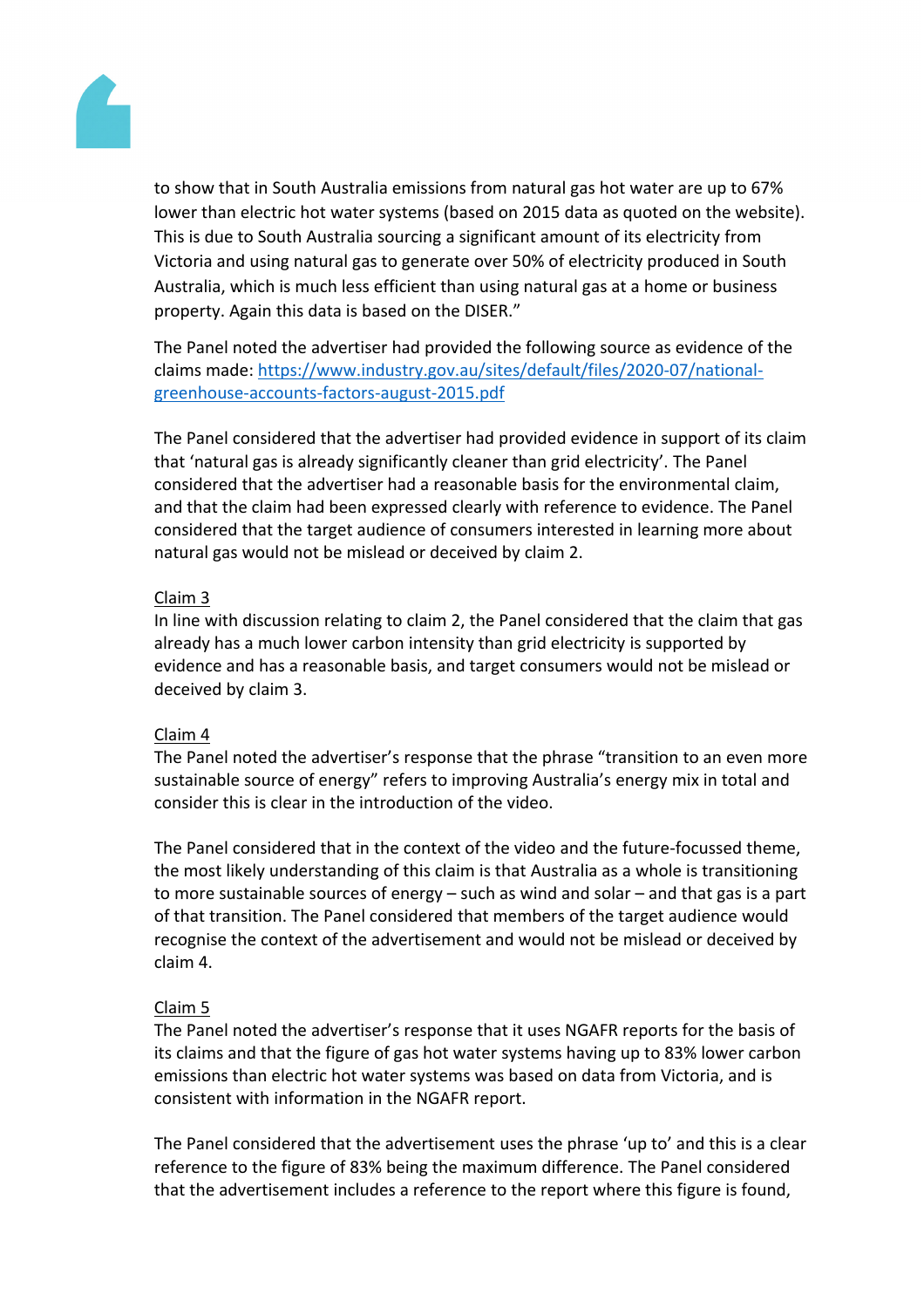to show that in South Australia emissions from natural gas hot water are up to 67% lower than electric hot water systems (based on 2015 data as quoted on the website). This is due to South Australia sourcing a significant amount of its electricity from Victoria and using natural gas to generate over 50% of electricity produced in South Australia, which is much less efficient than using natural gas at a home or business property. Again this data is based on the DISER."

The Panel noted the advertiser had provided the following source as evidence of the claims made: [https://www.industry.gov.au/sites/default/files/2020-07/national-greenhouse-accounts-factors-august-2015.pdf](https://www.industry.gov.au/sites/default/files/2020-07/national-greenhouse-accounts-factors-august-2015.pdf)

The Panel considered that the advertiser had provided evidence in support of its claim that 'natural gas is already significantly cleaner than grid electricity'. The Panel considered that the advertiser had a reasonable basis for the environmental claim, and that the claim had been expressed clearly with reference to evidence. The Panel considered that the target audience of consumers interested in learning more about natural gas would not be mislead or deceived by claim 2.

Claim 3

In line with discussion relating to claim 2, the Panel considered that the claim that gas already has a much lower carbon intensity than grid electricity is supported by evidence and has a reasonable basis, and target consumers would not be mislead or deceived by claim 3.

Claim 4

The Panel noted the advertiser's response that the phrase "transition to an even more sustainable source of energy" refers to improving Australia's energy mix in total and consider this is clear in the introduction of the video.

The Panel considered that in the context of the video and the future-focussed theme, the most likely understanding of this claim is that Australia as a whole is transitioning to more sustainable sources of energy – such as wind and solar – and that gas is a part of that transition. The Panel considered that members of the target audience would recognise the context of the advertisement and would not be mislead or deceived by claim 4.

Claim 5

The Panel noted the advertiser's response that it uses NGAFR reports for the basis of its claims and that the figure of gas hot water systems having up to 83% lower carbon emissions than electric hot water systems was based on data from Victoria, and is consistent with information in the NGAFR report.

The Panel considered that the advertisement uses the phrase 'up to' and this is a clear reference to the figure of 83% being the maximum difference. The Panel considered that the advertisement includes a reference to the report where this figure is found,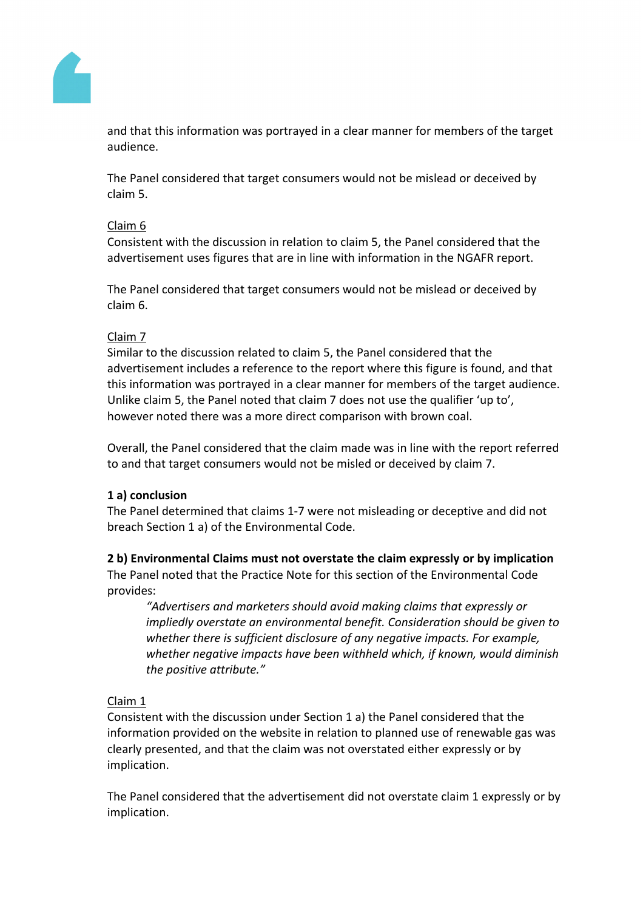and that this information was portrayed in a clear manner for members of the target audience.

The Panel considered that target consumers would not be mislead or deceived by claim 5.

Claim 6

Consistent with the discussion in relation to claim 5, the Panel considered that the advertisement uses figures that are in line with information in the NGAFR report.

The Panel considered that target consumers would not be mislead or deceived by claim 6.

Claim 7

Similar to the discussion related to claim 5, the Panel considered that the advertisement includes a reference to the report where this figure is found, and that this information was portrayed in a clear manner for members of the target audience. Unlike claim 5, the Panel noted that claim 7 does not use the qualifier 'up to', however noted there was a more direct comparison with brown coal.

Overall, the Panel considered that the claim made was in line with the report referred to and that target consumers would not be misled or deceived by claim 7.

**1 a) conclusion**

The Panel determined that claims 1-7 were not misleading or deceptive and did not breach Section 1 a) of the Environmental Code.

**2 b) Environmental Claims must not overstate the claim expressly or by implication**

The Panel noted that the Practice Note for this section of the Environmental Code provides:

> *"Advertisers and marketers should avoid making claims that expressly or impliedly overstate an environmental benefit. Consideration should be given to whether there is sufficient disclosure of any negative impacts. For example, whether negative impacts have been withheld which, if known, would diminish the positive attribute."*

Claim 1

Consistent with the discussion under Section 1 a) the Panel considered that the information provided on the website in relation to planned use of renewable gas was clearly presented, and that the claim was not overstated either expressly or by implication.

The Panel considered that the advertisement did not overstate claim 1 expressly or by implication.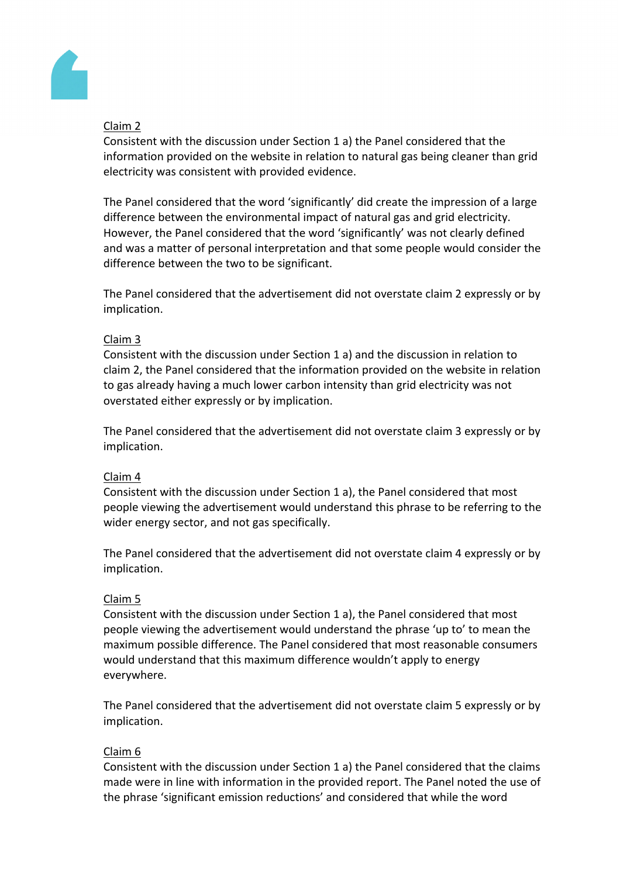<u>Claim 2</u>

Consistent with the discussion under Section 1 a) the Panel considered that the information provided on the website in relation to natural gas being cleaner than grid electricity was consistent with provided evidence.

The Panel considered that the word 'significantly' did create the impression of a large difference between the environmental impact of natural gas and grid electricity. However, the Panel considered that the word 'significantly' was not clearly defined and was a matter of personal interpretation and that some people would consider the difference between the two to be significant.

The Panel considered that the advertisement did not overstate claim 2 expressly or by implication.

<u>Claim 3</u>

Consistent with the discussion under Section 1 a) and the discussion in relation to claim 2, the Panel considered that the information provided on the website in relation to gas already having a much lower carbon intensity than grid electricity was not overstated either expressly or by implication.

The Panel considered that the advertisement did not overstate claim 3 expressly or by implication.

<u>Claim 4</u>

Consistent with the discussion under Section 1 a), the Panel considered that most people viewing the advertisement would understand this phrase to be referring to the wider energy sector, and not gas specifically.

The Panel considered that the advertisement did not overstate claim 4 expressly or by implication.

<u>Claim 5</u>

Consistent with the discussion under Section 1 a), the Panel considered that most people viewing the advertisement would understand the phrase 'up to' to mean the maximum possible difference. The Panel considered that most reasonable consumers would understand that this maximum difference wouldn't apply to energy everywhere.

The Panel considered that the advertisement did not overstate claim 5 expressly or by implication.

<u>Claim 6</u>

Consistent with the discussion under Section 1 a) the Panel considered that the claims made were in line with information in the provided report. The Panel noted the use of the phrase 'significant emission reductions' and considered that while the word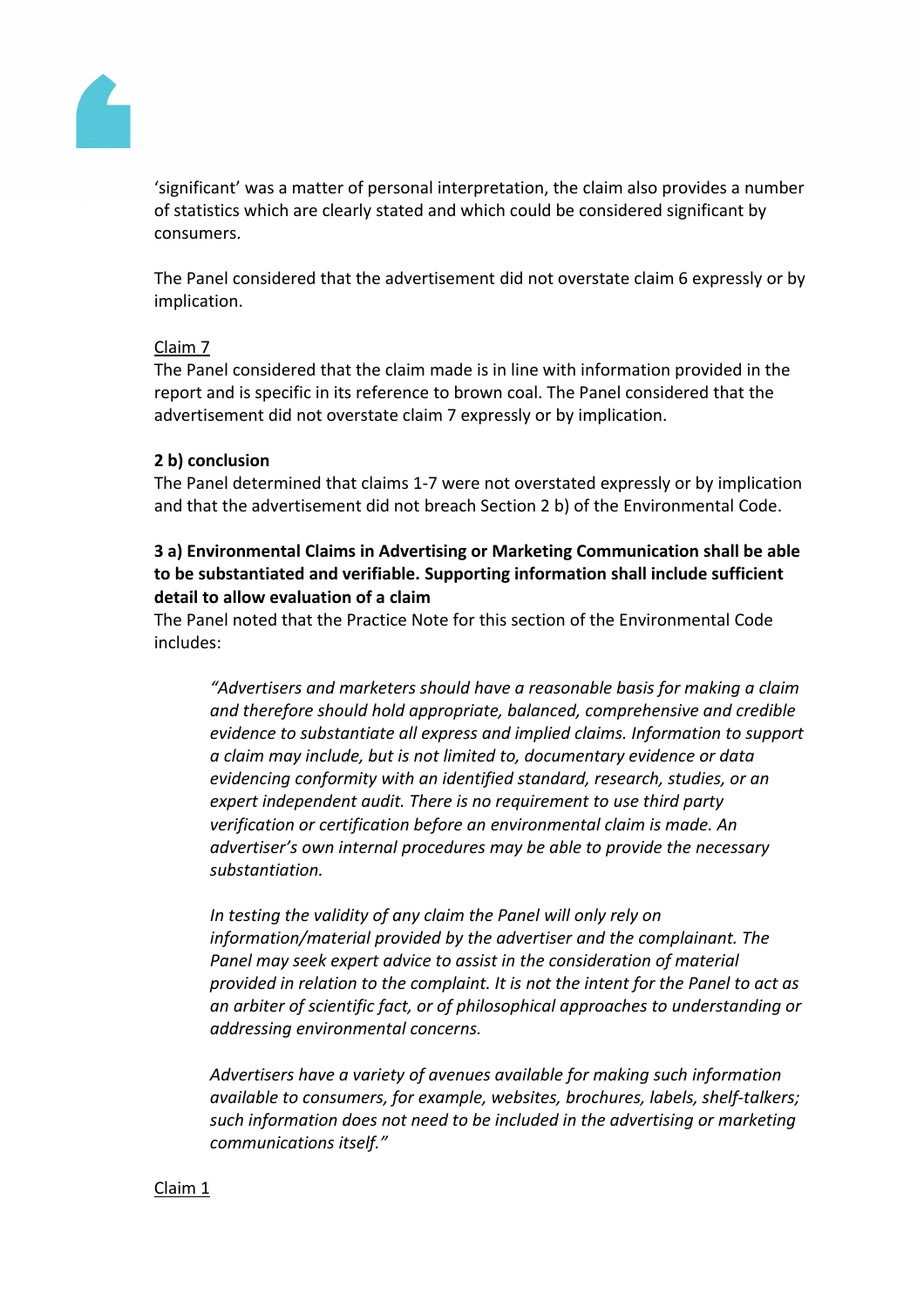'significant' was a matter of personal interpretation, the claim also provides a number of statistics which are clearly stated and which could be considered significant by consumers.

The Panel considered that the advertisement did not overstate claim 6 expressly or by implication.

Claim 7

The Panel considered that the claim made is in line with information provided in the report and is specific in its reference to brown coal. The Panel considered that the advertisement did not overstate claim 7 expressly or by implication.

**2 b) conclusion**

The Panel determined that claims 1-7 were not overstated expressly or by implication and that the advertisement did not breach Section 2 b) of the Environmental Code.

**3 a) Environmental Claims in Advertising or Marketing Communication shall be able to be substantiated and verifiable. Supporting information shall include sufficient detail to allow evaluation of a claim**

The Panel noted that the Practice Note for this section of the Environmental Code includes:

> *"Advertisers and marketers should have a reasonable basis for making a claim and therefore should hold appropriate, balanced, comprehensive and credible evidence to substantiate all express and implied claims. Information to support a claim may include, but is not limited to, documentary evidence or data evidencing conformity with an identified standard, research, studies, or an expert independent audit. There is no requirement to use third party verification or certification before an environmental claim is made. An advertiser's own internal procedures may be able to provide the necessary substantiation.*
>
> *In testing the validity of any claim the Panel will only rely on information/material provided by the advertiser and the complainant. The Panel may seek expert advice to assist in the consideration of material provided in relation to the complaint. It is not the intent for the Panel to act as an arbiter of scientific fact, or of philosophical approaches to understanding or addressing environmental concerns.*
>
> *Advertisers have a variety of avenues available for making such information available to consumers, for example, websites, brochures, labels, shelf-talkers; such information does not need to be included in the advertising or marketing communications itself."*

Claim 1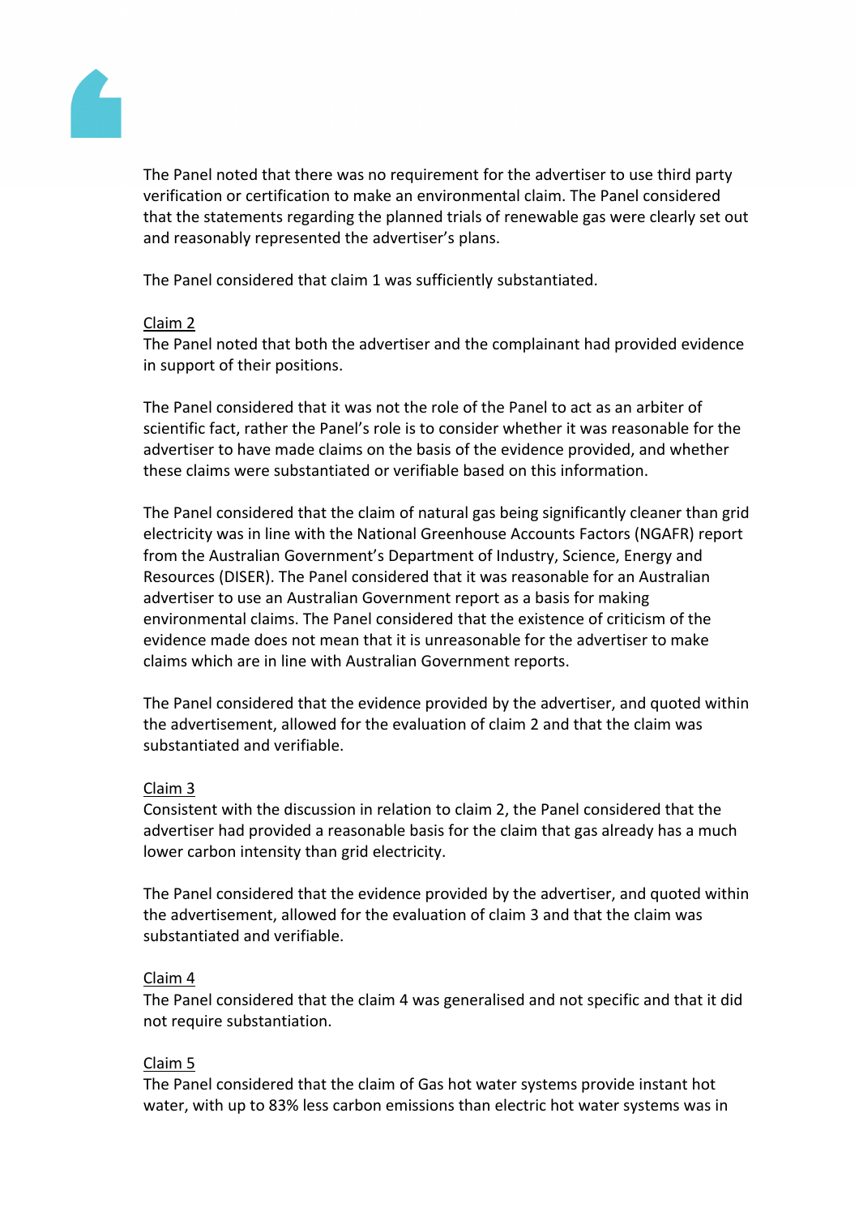The Panel noted that there was no requirement for the advertiser to use third party verification or certification to make an environmental claim. The Panel considered that the statements regarding the planned trials of renewable gas were clearly set out and reasonably represented the advertiser's plans.

The Panel considered that claim 1 was sufficiently substantiated.

Claim 2

The Panel noted that both the advertiser and the complainant had provided evidence in support of their positions.

The Panel considered that it was not the role of the Panel to act as an arbiter of scientific fact, rather the Panel's role is to consider whether it was reasonable for the advertiser to have made claims on the basis of the evidence provided, and whether these claims were substantiated or verifiable based on this information.

The Panel considered that the claim of natural gas being significantly cleaner than grid electricity was in line with the National Greenhouse Accounts Factors (NGAFR) report from the Australian Government's Department of Industry, Science, Energy and Resources (DISER). The Panel considered that it was reasonable for an Australian advertiser to use an Australian Government report as a basis for making environmental claims. The Panel considered that the existence of criticism of the evidence made does not mean that it is unreasonable for the advertiser to make claims which are in line with Australian Government reports.

The Panel considered that the evidence provided by the advertiser, and quoted within the advertisement, allowed for the evaluation of claim 2 and that the claim was substantiated and verifiable.

Claim 3

Consistent with the discussion in relation to claim 2, the Panel considered that the advertiser had provided a reasonable basis for the claim that gas already has a much lower carbon intensity than grid electricity.

The Panel considered that the evidence provided by the advertiser, and quoted within the advertisement, allowed for the evaluation of claim 3 and that the claim was substantiated and verifiable.

Claim 4

The Panel considered that the claim 4 was generalised and not specific and that it did not require substantiation.

Claim 5

The Panel considered that the claim of Gas hot water systems provide instant hot water, with up to 83% less carbon emissions than electric hot water systems was in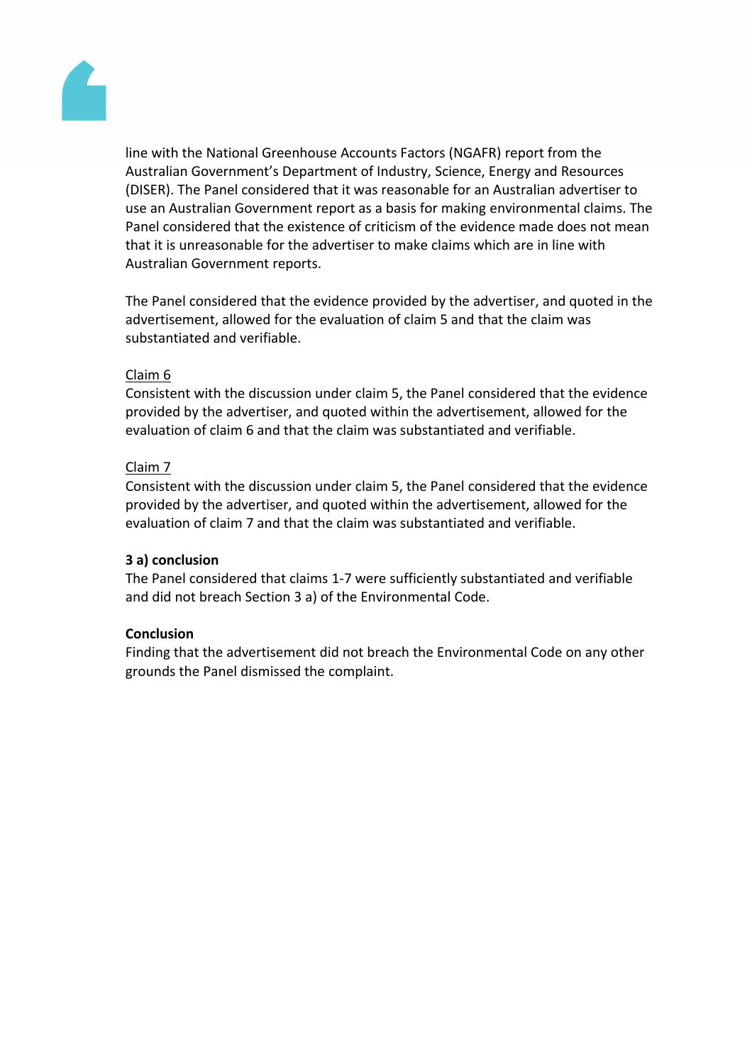line with the National Greenhouse Accounts Factors (NGAFR) report from the Australian Government's Department of Industry, Science, Energy and Resources (DISER). The Panel considered that it was reasonable for an Australian advertiser to use an Australian Government report as a basis for making environmental claims. The Panel considered that the existence of criticism of the evidence made does not mean that it is unreasonable for the advertiser to make claims which are in line with Australian Government reports.

The Panel considered that the evidence provided by the advertiser, and quoted in the advertisement, allowed for the evaluation of claim 5 and that the claim was substantiated and verifiable.

Claim 6

Consistent with the discussion under claim 5, the Panel considered that the evidence provided by the advertiser, and quoted within the advertisement, allowed for the evaluation of claim 6 and that the claim was substantiated and verifiable.

Claim 7

Consistent with the discussion under claim 5, the Panel considered that the evidence provided by the advertiser, and quoted within the advertisement, allowed for the evaluation of claim 7 and that the claim was substantiated and verifiable.

**3 a) conclusion**

The Panel considered that claims 1-7 were sufficiently substantiated and verifiable and did not breach Section 3 a) of the Environmental Code.

**Conclusion**

Finding that the advertisement did not breach the Environmental Code on any other grounds the Panel dismissed the complaint.